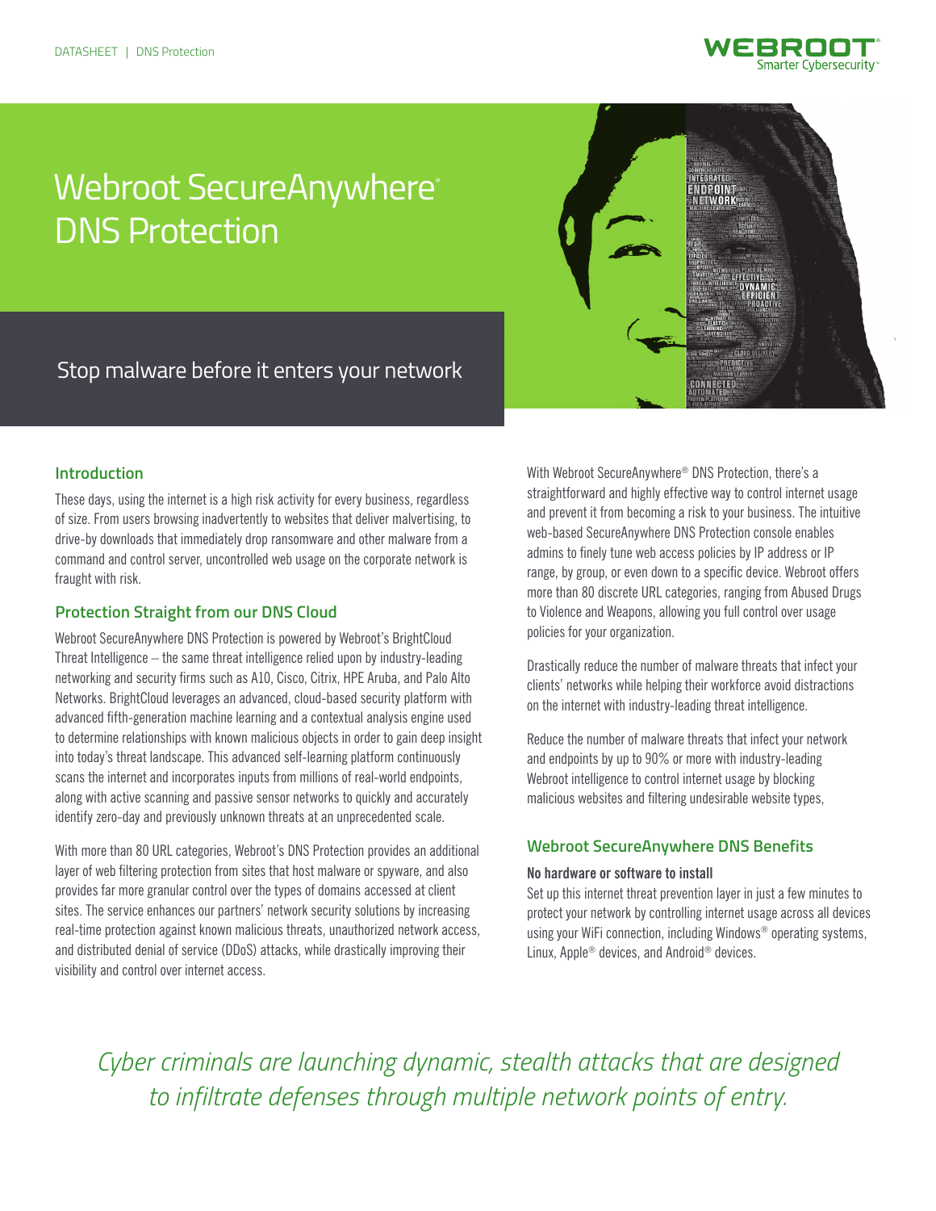# Webroot SecureAnywhere® DNS Protection

Stop malware before it enters your network

## Introduction

These days, using the internet is a high risk activity for every business, regardless of size. From users browsing inadvertently to websites that deliver malvertising, to drive-by downloads that immediately drop ransomware and other malware from a command and control server, uncontrolled web usage on the corporate network is fraught with risk.

## Protection Straight from our DNS Cloud

Webroot SecureAnywhere DNS Protection is powered by Webroot's BrightCloud Threat Intelligence – the same threat intelligence relied upon by industry-leading networking and security firms such as A10, Cisco, Citrix, HPE Aruba, and Palo Alto Networks. BrightCloud leverages an advanced, cloud-based security platform with advanced fifth-generation machine learning and a contextual analysis engine used to determine relationships with known malicious objects in order to gain deep insight into today's threat landscape. This advanced self-learning platform continuously scans the internet and incorporates inputs from millions of real-world endpoints, along with active scanning and passive sensor networks to quickly and accurately identify zero-day and previously unknown threats at an unprecedented scale.

With more than 80 URL categories, Webroot's DNS Protection provides an additional layer of web filtering protection from sites that host malware or spyware, and also provides far more granular control over the types of domains accessed at client sites. The service enhances our partners' network security solutions by increasing real-time protection against known malicious threats, unauthorized network access, and distributed denial of service (DDoS) attacks, while drastically improving their visibility and control over internet access.

With Webroot SecureAnywhere® DNS Protection, there's a straightforward and highly effective way to control internet usage and prevent it from becoming a risk to your business. The intuitive web-based SecureAnywhere DNS Protection console enables admins to finely tune web access policies by IP address or IP range, by group, or even down to a specific device. Webroot offers more than 80 discrete URL categories, ranging from Abused Drugs to Violence and Weapons, allowing you full control over usage policies for your organization.

Drastically reduce the number of malware threats that infect your clients' networks while helping their workforce avoid distractions on the internet with industry-leading threat intelligence.

Reduce the number of malware threats that infect your network and endpoints by up to 90% or more with industry-leading Webroot intelligence to control internet usage by blocking malicious websites and filtering undesirable website types,

## Webroot SecureAnywhere DNS Benefits

**No hardware or software to install**

Set up this internet threat prevention layer in just a few minutes to protect your network by controlling internet usage across all devices using your WiFi connection, including Windows® operating systems, Linux, Apple® devices, and Android® devices.

*Cyber criminals are launching dynamic, stealth attacks that are designed to infiltrate defenses through multiple network points of entry.*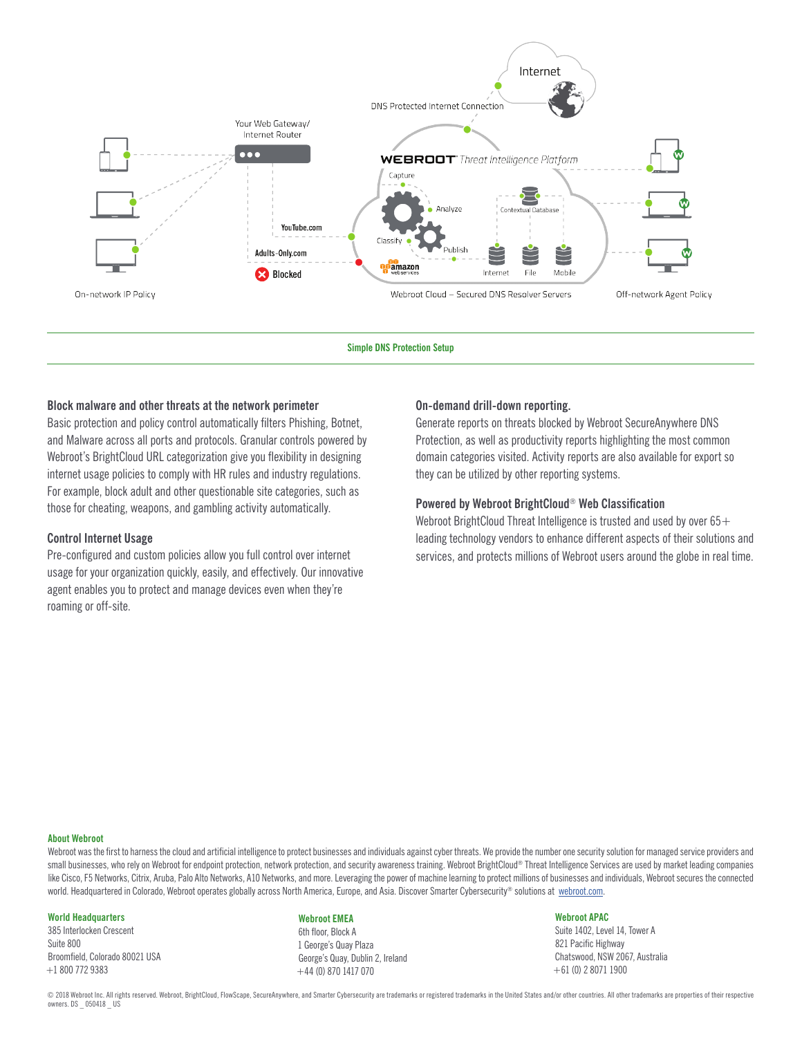Internet

DNS Protected Internet Connection

Your Web Gateway/
Internet Router

WEBROOT Threat Intelligence Platform

Capture

Analyze

Contextual Database

Classify

Publish

YouTube.com

Adults-Only.com

Blocked

amazon webservices

Internet

File

Mobile

On-network IP Policy

Webroot Cloud – Secured DNS Resolver Servers

Off-network Agent Policy

**Simple DNS Protection Setup**

### Block malware and other threats at the network perimeter

Basic protection and policy control automatically filters Phishing, Botnet, and Malware across all ports and protocols. Granular controls powered by Webroot's BrightCloud URL categorization give you flexibility in designing internet usage policies to comply with HR rules and industry regulations. For example, block adult and other questionable site categories, such as those for cheating, weapons, and gambling activity automatically.

### Control Internet Usage

Pre-configured and custom policies allow you full control over internet usage for your organization quickly, easily, and effectively. Our innovative agent enables you to protect and manage devices even when they're roaming or off-site.

### On-demand drill-down reporting.

Generate reports on threats blocked by Webroot SecureAnywhere DNS Protection, as well as productivity reports highlighting the most common domain categories visited. Activity reports are also available for export so they can be utilized by other reporting systems.

### Powered by Webroot BrightCloud® Web Classification

Webroot BrightCloud Threat Intelligence is trusted and used by over 65+ leading technology vendors to enhance different aspects of their solutions and services, and protects millions of Webroot users around the globe in real time.

#### About Webroot

Webroot was the first to harness the cloud and artificial intelligence to protect businesses and individuals against cyber threats. We provide the number one security solution for managed service providers and small businesses, who rely on Webroot for endpoint protection, network protection, and security awareness training. Webroot BrightCloud® Threat Intelligence Services are used by market leading companies like Cisco, F5 Networks, Citrix, Aruba, Palo Alto Networks, A10 Networks, and more. Leveraging the power of machine learning to protect millions of businesses and individuals, Webroot secures the connected world. Headquartered in Colorado, Webroot operates globally across North America, Europe, and Asia. Discover Smarter Cybersecurity® solutions at webroot.com.

**World Headquarters**
385 Interlocken Crescent
Suite 800
Broomfield, Colorado 80021 USA
+1 800 772 9383

**Webroot EMEA**
6th floor, Block A
1 George's Quay Plaza
George's Quay, Dublin 2, Ireland
+44 (0) 870 1417 070

**Webroot APAC**
Suite 1402, Level 14, Tower A
821 Pacific Highway
Chatswood, NSW 2067, Australia
+61 (0) 2 8071 1900

© 2018 Webroot Inc. All rights reserved. Webroot, BrightCloud, FlowScape, SecureAnywhere, and Smarter Cybersecurity are trademarks or registered trademarks in the United States and/or other countries. All other trademarks are properties of their respective owners. DS _ 050418 _ US